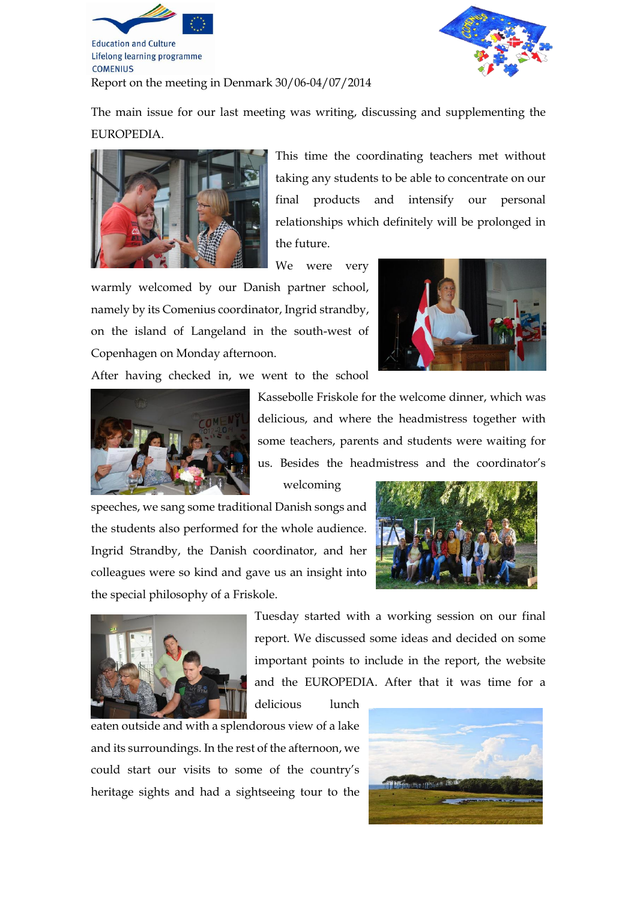Education and Culture
Lifelong learning programme
COMENIUS

Report on the meeting in Denmark 30/06-04/07/2014

The main issue for our last meeting was writing, discussing and supplementing the EUROPEDIA.

This time the coordinating teachers met without taking any students to be able to concentrate on our final products and intensify our personal relationships which definitely will be prolonged in the future.

We were very warmly welcomed by our Danish partner school, namely by its Comenius coordinator, Ingrid strandby, on the island of Langeland in the south-west of Copenhagen on Monday afternoon.

After having checked in, we went to the school Kassebolle Friskole for the welcome dinner, which was delicious, and where the headmistress together with some teachers, parents and students were waiting for us. Besides the headmistress and the coordinator's welcoming speeches, we sang some traditional Danish songs and the students also performed for the whole audience. Ingrid Strandby, the Danish coordinator, and her colleagues were so kind and gave us an insight into the special philosophy of a Friskole.

Tuesday started with a working session on our final report. We discussed some ideas and decided on some important points to include in the report, the website and the EUROPEDIA. After that it was time for a delicious lunch eaten outside and with a splendorous view of a lake and its surroundings. In the rest of the afternoon, we could start our visits to some of the country's heritage sights and had a sightseeing tour to the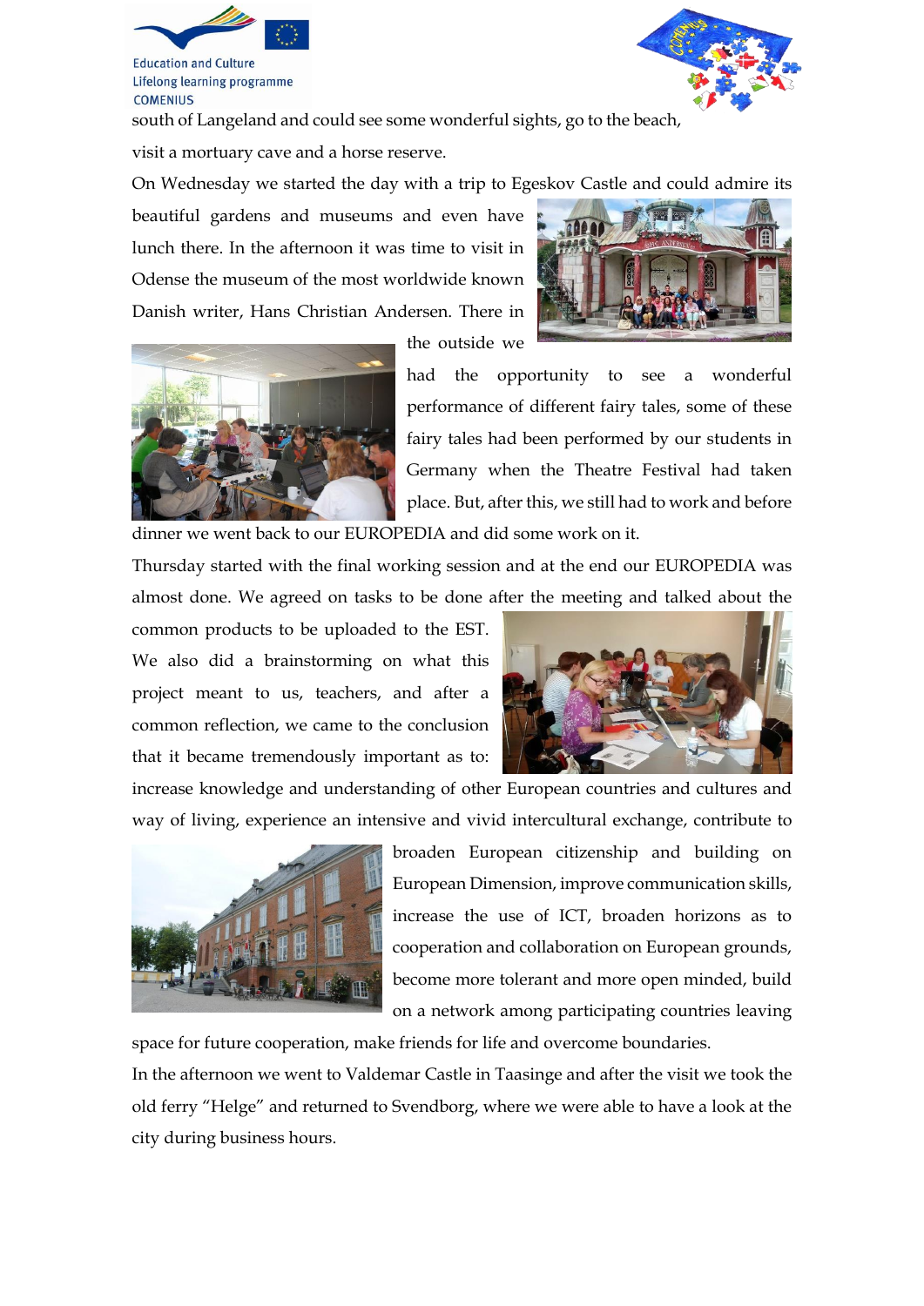south of Langeland and could see some wonderful sights, go to the beach, visit a mortuary cave and a horse reserve.

On Wednesday we started the day with a trip to Egeskov Castle and could admire its beautiful gardens and museums and even have lunch there. In the afternoon it was time to visit in Odense the museum of the most worldwide known Danish writer, Hans Christian Andersen. There in the outside we had the opportunity to see a wonderful performance of different fairy tales, some of these fairy tales had been performed by our students in Germany when the Theatre Festival had taken place. But, after this, we still had to work and before dinner we went back to our EUROPEDIA and did some work on it.

Thursday started with the final working session and at the end our EUROPEDIA was almost done. We agreed on tasks to be done after the meeting and talked about the common products to be uploaded to the EST. We also did a brainstorming on what this project meant to us, teachers, and after a common reflection, we came to the conclusion that it became tremendously important as to: increase knowledge and understanding of other European countries and cultures and way of living, experience an intensive and vivid intercultural exchange, contribute to broaden European citizenship and building on European Dimension, improve communication skills, increase the use of ICT, broaden horizons as to cooperation and collaboration on European grounds, become more tolerant and more open minded, build on a network among participating countries leaving space for future cooperation, make friends for life and overcome boundaries.

In the afternoon we went to Valdemar Castle in Taasinge and after the visit we took the old ferry "Helge" and returned to Svendborg, where we were able to have a look at the city during business hours.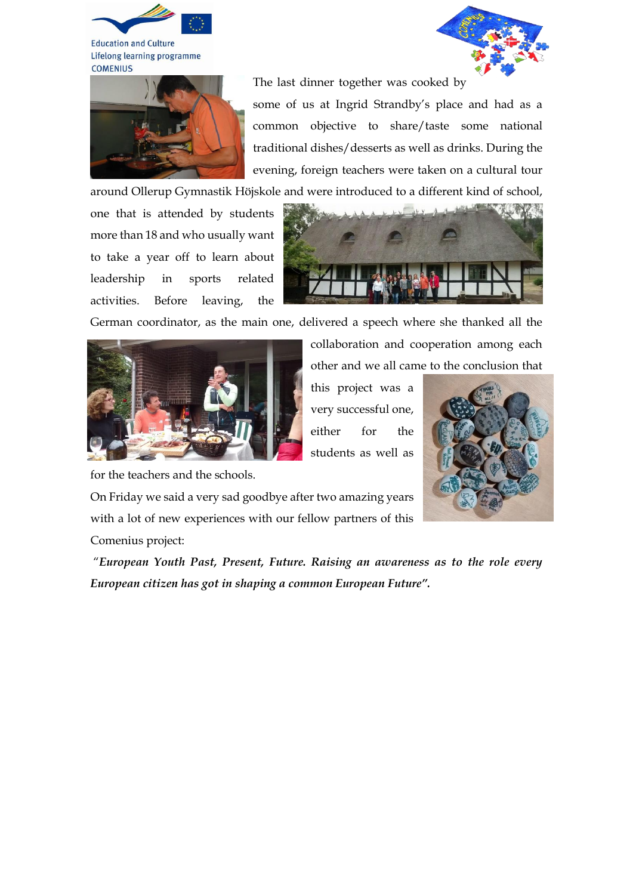The last dinner together was cooked by some of us at Ingrid Strandby's place and had as a common objective to share/taste some national traditional dishes/desserts as well as drinks. During the evening, foreign teachers were taken on a cultural tour around Ollerup Gymnastik Höjskole and were introduced to a different kind of school, one that is attended by students more than 18 and who usually want to take a year off to learn about leadership in sports related activities. Before leaving, the German coordinator, as the main one, delivered a speech where she thanked all the collaboration and cooperation among each other and we all came to the conclusion that this project was a very successful one, either for the students as well as for the teachers and the schools.

On Friday we said a very sad goodbye after two amazing years with a lot of new experiences with our fellow partners of this Comenius project:

*"European Youth Past, Present, Future. Raising an awareness as to the role every European citizen has got in shaping a common European Future".*